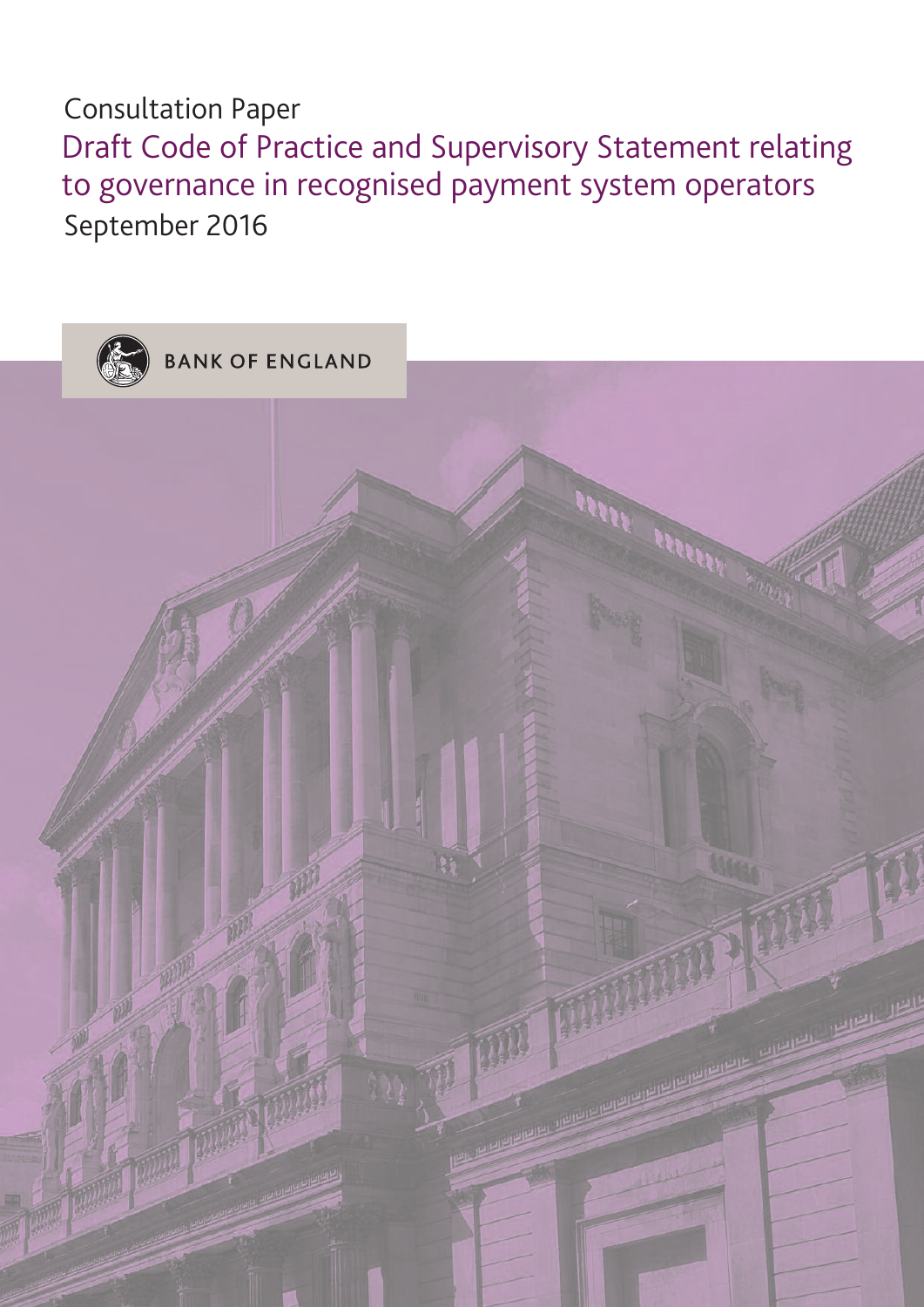Consultation Paper

# Draft Code of Practice and Supervisory Statement relating to governance in recognised payment system operators

September 2016

BANK OF ENGLAND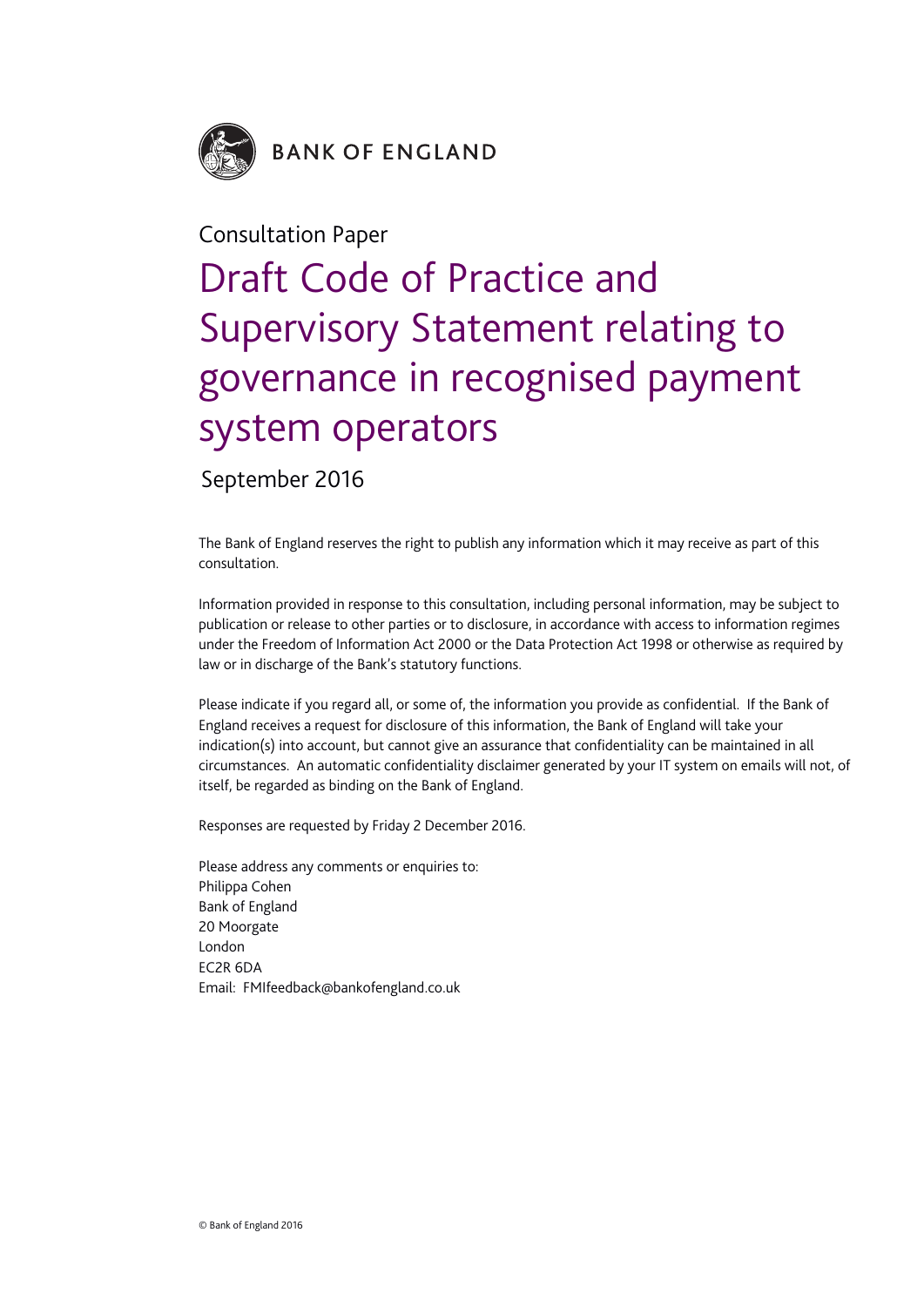BANK OF ENGLAND

Consultation Paper

# Draft Code of Practice and Supervisory Statement relating to governance in recognised payment system operators

September 2016

The Bank of England reserves the right to publish any information which it may receive as part of this consultation.

Information provided in response to this consultation, including personal information, may be subject to publication or release to other parties or to disclosure, in accordance with access to information regimes under the Freedom of Information Act 2000 or the Data Protection Act 1998 or otherwise as required by law or in discharge of the Bank's statutory functions.

Please indicate if you regard all, or some of, the information you provide as confidential. If the Bank of England receives a request for disclosure of this information, the Bank of England will take your indication(s) into account, but cannot give an assurance that confidentiality can be maintained in all circumstances. An automatic confidentiality disclaimer generated by your IT system on emails will not, of itself, be regarded as binding on the Bank of England.

Responses are requested by Friday 2 December 2016.

Please address any comments or enquiries to:
Philippa Cohen
Bank of England
20 Moorgate
London
EC2R 6DA
Email: FMIfeedback@bankofengland.co.uk

© Bank of England 2016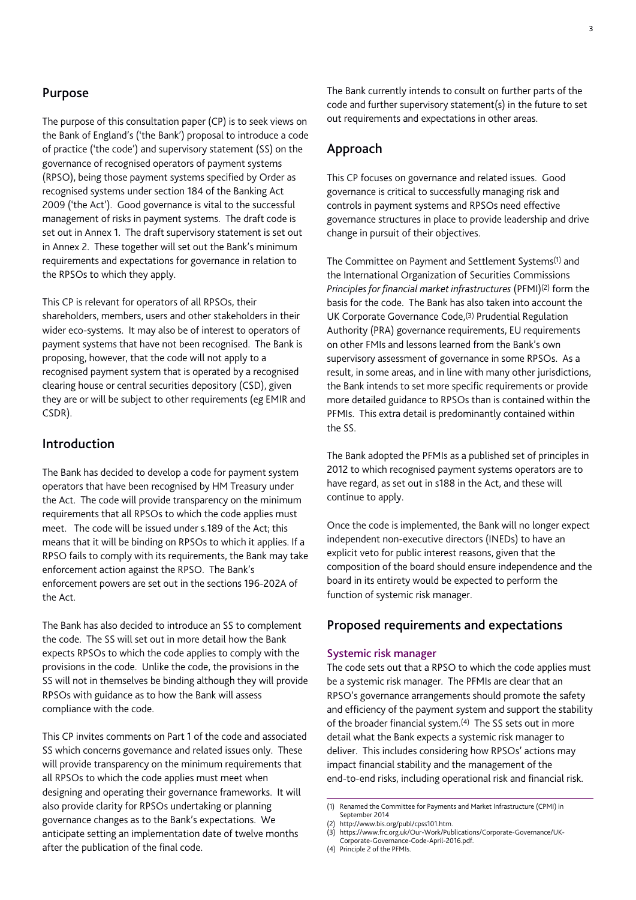## Purpose

The purpose of this consultation paper (CP) is to seek views on the Bank of England's ('the Bank') proposal to introduce a code of practice ('the code') and supervisory statement (SS) on the governance of recognised operators of payment systems (RPSO), being those payment systems specified by Order as recognised systems under section 184 of the Banking Act 2009 ('the Act'). Good governance is vital to the successful management of risks in payment systems. The draft code is set out in Annex 1. The draft supervisory statement is set out in Annex 2. These together will set out the Bank's minimum requirements and expectations for governance in relation to the RPSOs to which they apply.

This CP is relevant for operators of all RPSOs, their shareholders, members, users and other stakeholders in their wider eco-systems. It may also be of interest to operators of payment systems that have not been recognised. The Bank is proposing, however, that the code will not apply to a recognised payment system that is operated by a recognised clearing house or central securities depository (CSD), given they are or will be subject to other requirements (eg EMIR and CSDR).

## Introduction

The Bank has decided to develop a code for payment system operators that have been recognised by HM Treasury under the Act. The code will provide transparency on the minimum requirements that all RPSOs to which the code applies must meet. The code will be issued under s.189 of the Act; this means that it will be binding on RPSOs to which it applies. If a RPSO fails to comply with its requirements, the Bank may take enforcement action against the RPSO. The Bank's enforcement powers are set out in the sections 196-202A of the Act.

The Bank has also decided to introduce an SS to complement the code. The SS will set out in more detail how the Bank expects RPSOs to which the code applies to comply with the provisions in the code. Unlike the code, the provisions in the SS will not in themselves be binding although they will provide RPSOs with guidance as to how the Bank will assess compliance with the code.

This CP invites comments on Part 1 of the code and associated SS which concerns governance and related issues only. These will provide transparency on the minimum requirements that all RPSOs to which the code applies must meet when designing and operating their governance frameworks. It will also provide clarity for RPSOs undertaking or planning governance changes as to the Bank's expectations. We anticipate setting an implementation date of twelve months after the publication of the final code.

The Bank currently intends to consult on further parts of the code and further supervisory statement(s) in the future to set out requirements and expectations in other areas.

## Approach

This CP focuses on governance and related issues. Good governance is critical to successfully managing risk and controls in payment systems and RPSOs need effective governance structures in place to provide leadership and drive change in pursuit of their objectives.

The Committee on Payment and Settlement Systems[1] and the International Organization of Securities Commissions *Principles for financial market infrastructures* (PFMI)[2] form the basis for the code. The Bank has also taken into account the UK Corporate Governance Code,[3] Prudential Regulation Authority (PRA) governance requirements, EU requirements on other FMIs and lessons learned from the Bank's own supervisory assessment of governance in some RPSOs. As a result, in some areas, and in line with many other jurisdictions, the Bank intends to set more specific requirements or provide more detailed guidance to RPSOs than is contained within the PFMIs. This extra detail is predominantly contained within the SS.

The Bank adopted the PFMIs as a published set of principles in 2012 to which recognised payment systems operators are to have regard, as set out in s188 in the Act, and these will continue to apply.

Once the code is implemented, the Bank will no longer expect independent non-executive directors (INEDs) to have an explicit veto for public interest reasons, given that the composition of the board should ensure independence and the board in its entirety would be expected to perform the function of systemic risk manager.

## Proposed requirements and expectations

### Systemic risk manager

The code sets out that a RPSO to which the code applies must be a systemic risk manager. The PFMIs are clear that an RPSO's governance arrangements should promote the safety and efficiency of the payment system and support the stability of the broader financial system.[4] The SS sets out in more detail what the Bank expects a systemic risk manager to deliver. This includes considering how RPSOs' actions may impact financial stability and the management of the end-to-end risks, including operational risk and financial risk.

---

(1) Renamed the Committee for Payments and Market Infrastructure (CPMI) in September 2014
(2) http://www.bis.org/publ/cpss101.htm.
(3) https://www.frc.org.uk/Our-Work/Publications/Corporate-Governance/UK-Corporate-Governance-Code-April-2016.pdf.
(4) Principle 2 of the PFMIs.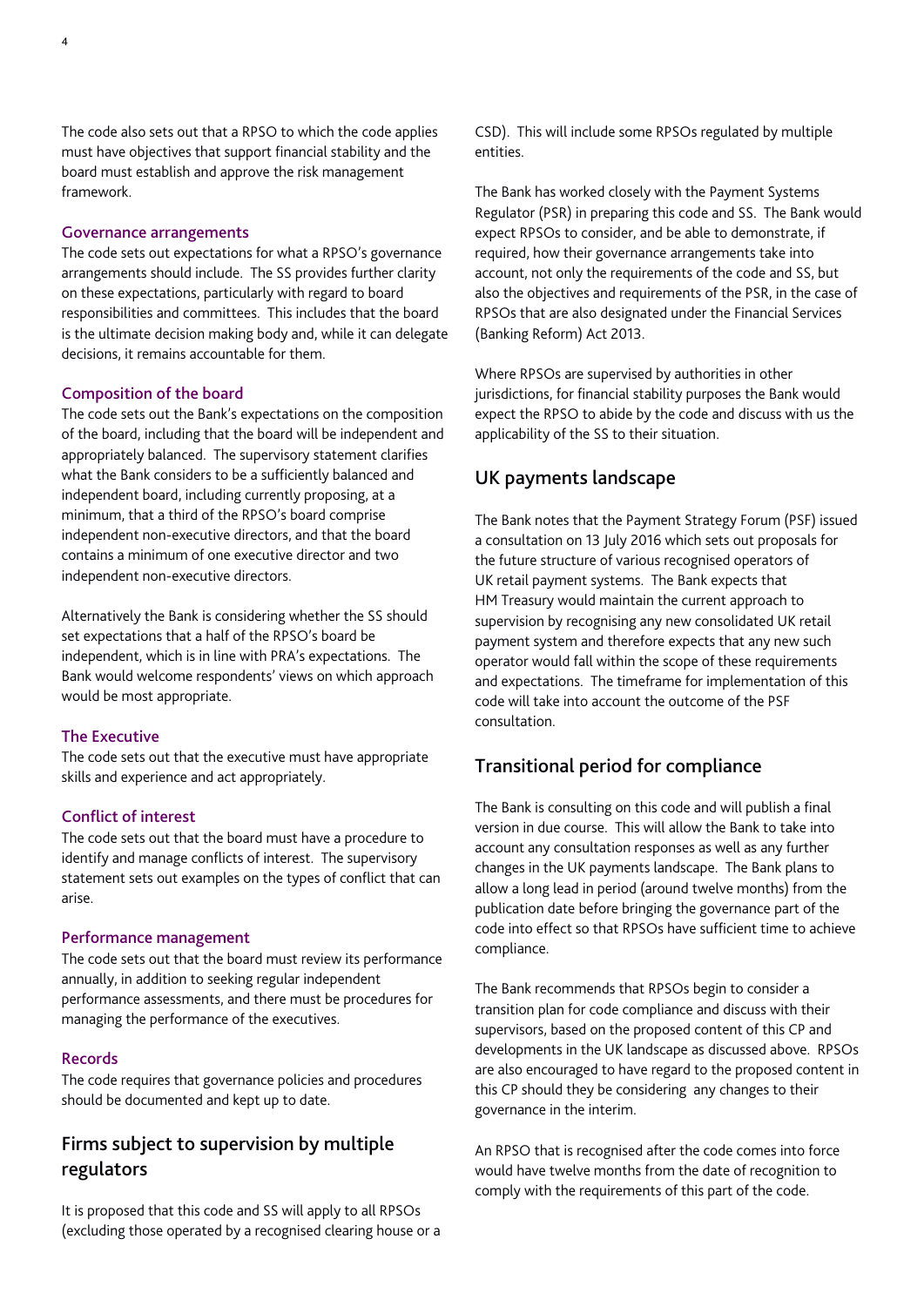The code also sets out that a RPSO to which the code applies must have objectives that support financial stability and the board must establish and approve the risk management framework.

### Governance arrangements

The code sets out expectations for what a RPSO's governance arrangements should include. The SS provides further clarity on these expectations, particularly with regard to board responsibilities and committees. This includes that the board is the ultimate decision making body and, while it can delegate decisions, it remains accountable for them.

### Composition of the board

The code sets out the Bank's expectations on the composition of the board, including that the board will be independent and appropriately balanced. The supervisory statement clarifies what the Bank considers to be a sufficiently balanced and independent board, including currently proposing, at a minimum, that a third of the RPSO's board comprise independent non-executive directors, and that the board contains a minimum of one executive director and two independent non-executive directors.

Alternatively the Bank is considering whether the SS should set expectations that a half of the RPSO's board be independent, which is in line with PRA's expectations. The Bank would welcome respondents' views on which approach would be most appropriate.

### The Executive

The code sets out that the executive must have appropriate skills and experience and act appropriately.

### Conflict of interest

The code sets out that the board must have a procedure to identify and manage conflicts of interest. The supervisory statement sets out examples on the types of conflict that can arise.

### Performance management

The code sets out that the board must review its performance annually, in addition to seeking regular independent performance assessments, and there must be procedures for managing the performance of the executives.

### Records

The code requires that governance policies and procedures should be documented and kept up to date.

## Firms subject to supervision by multiple regulators

It is proposed that this code and SS will apply to all RPSOs (excluding those operated by a recognised clearing house or a CSD). This will include some RPSOs regulated by multiple entities.

The Bank has worked closely with the Payment Systems Regulator (PSR) in preparing this code and SS. The Bank would expect RPSOs to consider, and be able to demonstrate, if required, how their governance arrangements take into account, not only the requirements of the code and SS, but also the objectives and requirements of the PSR, in the case of RPSOs that are also designated under the Financial Services (Banking Reform) Act 2013.

Where RPSOs are supervised by authorities in other jurisdictions, for financial stability purposes the Bank would expect the RPSO to abide by the code and discuss with us the applicability of the SS to their situation.

## UK payments landscape

The Bank notes that the Payment Strategy Forum (PSF) issued a consultation on 13 July 2016 which sets out proposals for the future structure of various recognised operators of UK retail payment systems. The Bank expects that HM Treasury would maintain the current approach to supervision by recognising any new consolidated UK retail payment system and therefore expects that any new such operator would fall within the scope of these requirements and expectations. The timeframe for implementation of this code will take into account the outcome of the PSF consultation.

## Transitional period for compliance

The Bank is consulting on this code and will publish a final version in due course. This will allow the Bank to take into account any consultation responses as well as any further changes in the UK payments landscape. The Bank plans to allow a long lead in period (around twelve months) from the publication date before bringing the governance part of the code into effect so that RPSOs have sufficient time to achieve compliance.

The Bank recommends that RPSOs begin to consider a transition plan for code compliance and discuss with their supervisors, based on the proposed content of this CP and developments in the UK landscape as discussed above. RPSOs are also encouraged to have regard to the proposed content in this CP should they be considering any changes to their governance in the interim.

An RPSO that is recognised after the code comes into force would have twelve months from the date of recognition to comply with the requirements of this part of the code.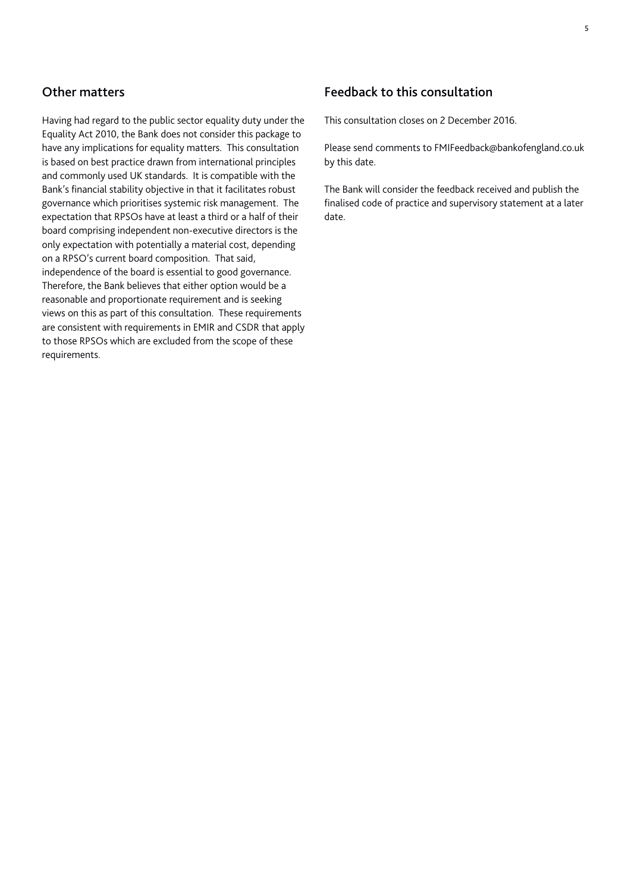## Other matters

Having had regard to the public sector equality duty under the Equality Act 2010, the Bank does not consider this package to have any implications for equality matters. This consultation is based on best practice drawn from international principles and commonly used UK standards. It is compatible with the Bank's financial stability objective in that it facilitates robust governance which prioritises systemic risk management. The expectation that RPSOs have at least a third or a half of their board comprising independent non-executive directors is the only expectation with potentially a material cost, depending on a RPSO's current board composition. That said, independence of the board is essential to good governance. Therefore, the Bank believes that either option would be a reasonable and proportionate requirement and is seeking views on this as part of this consultation. These requirements are consistent with requirements in EMIR and CSDR that apply to those RPSOs which are excluded from the scope of these requirements.

## Feedback to this consultation

This consultation closes on 2 December 2016.

Please send comments to FMIFeedback@bankofengland.co.uk by this date.

The Bank will consider the feedback received and publish the finalised code of practice and supervisory statement at a later date.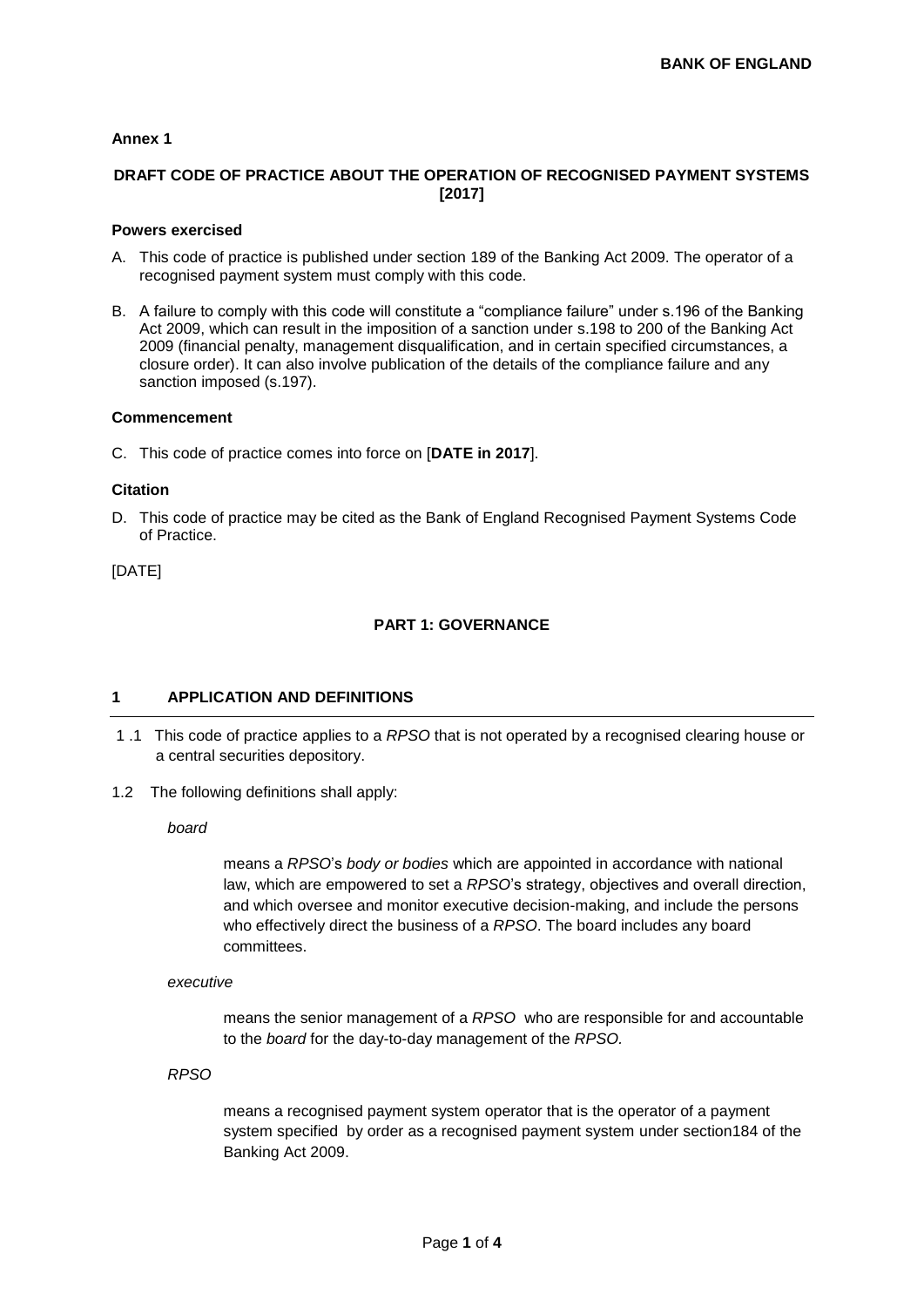**Annex 1**

**DRAFT CODE OF PRACTICE ABOUT THE OPERATION OF RECOGNISED PAYMENT SYSTEMS [2017]**

**Powers exercised**

A. This code of practice is published under section 189 of the Banking Act 2009. The operator of a recognised payment system must comply with this code.

B. A failure to comply with this code will constitute a "compliance failure" under s.196 of the Banking Act 2009, which can result in the imposition of a sanction under s.198 to 200 of the Banking Act 2009 (financial penalty, management disqualification, and in certain specified circumstances, a closure order). It can also involve publication of the details of the compliance failure and any sanction imposed (s.197).

**Commencement**

C. This code of practice comes into force on [**DATE in 2017**].

**Citation**

D. This code of practice may be cited as the Bank of England Recognised Payment Systems Code of Practice.

[DATE]

**PART 1: GOVERNANCE**

## 1 APPLICATION AND DEFINITIONS

1 .1 This code of practice applies to a *RPSO* that is not operated by a recognised clearing house or a central securities depository.

1.2 The following definitions shall apply:

*board*

means a *RPSO*'s *body or bodies* which are appointed in accordance with national law, which are empowered to set a *RPSO*'s strategy, objectives and overall direction, and which oversee and monitor executive decision-making, and include the persons who effectively direct the business of a *RPSO*. The board includes any board committees.

*executive*

means the senior management of a *RPSO* who are responsible for and accountable to the *board* for the day-to-day management of the *RPSO.*

*RPSO*

means a recognised payment system operator that is the operator of a payment system specified by order as a recognised payment system under section184 of the Banking Act 2009.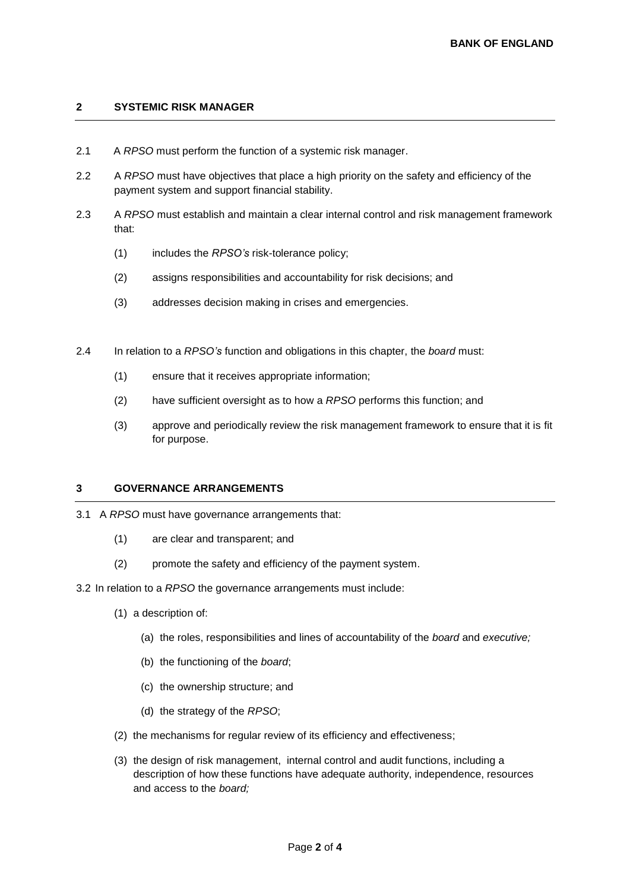## 2 SYSTEMIC RISK MANAGER

2.1 A *RPSO* must perform the function of a systemic risk manager.

2.2 A *RPSO* must have objectives that place a high priority on the safety and efficiency of the payment system and support financial stability.

2.3 A *RPSO* must establish and maintain a clear internal control and risk management framework that:

(1) includes the *RPSO's* risk-tolerance policy;

(2) assigns responsibilities and accountability for risk decisions; and

(3) addresses decision making in crises and emergencies.

2.4 In relation to a *RPSO's* function and obligations in this chapter, the *board* must:

(1) ensure that it receives appropriate information;

(2) have sufficient oversight as to how a *RPSO* performs this function; and

(3) approve and periodically review the risk management framework to ensure that it is fit for purpose.

## 3 GOVERNANCE ARRANGEMENTS

3.1 A *RPSO* must have governance arrangements that:

(1) are clear and transparent; and

(2) promote the safety and efficiency of the payment system.

3.2 In relation to a *RPSO* the governance arrangements must include:

(1) a description of:

(a) the roles, responsibilities and lines of accountability of the *board* and *executive;*

(b) the functioning of the *board*;

(c) the ownership structure; and

(d) the strategy of the *RPSO*;

(2) the mechanisms for regular review of its efficiency and effectiveness;

(3) the design of risk management, internal control and audit functions, including a description of how these functions have adequate authority, independence, resources and access to the *board;*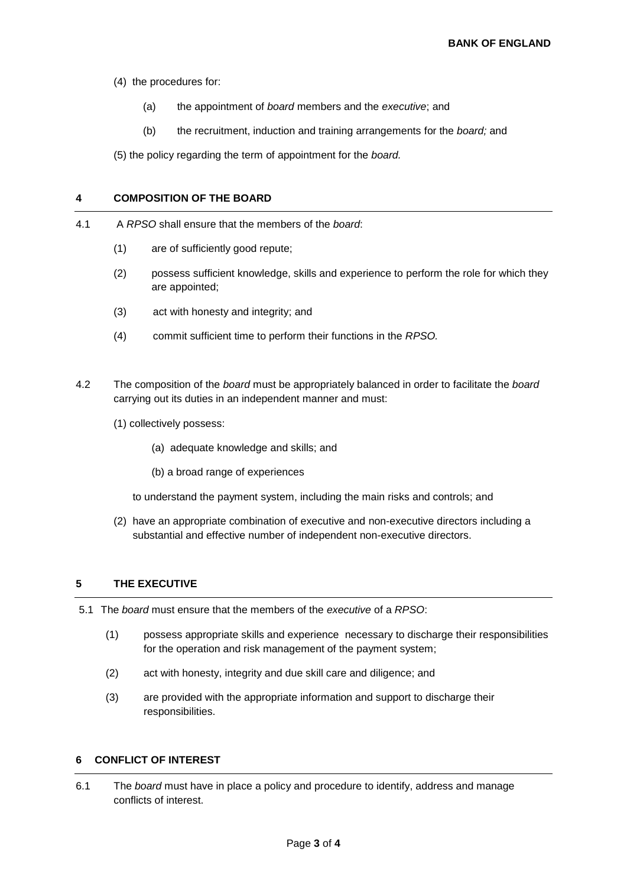(4) the procedures for:

   (a) the appointment of *board* members and the *executive*; and

   (b) the recruitment, induction and training arrangements for the *board;* and

(5) the policy regarding the term of appointment for the *board.*

## 4 COMPOSITION OF THE BOARD

4.1 A *RPSO* shall ensure that the members of the *board*:

   (1) are of sufficiently good repute;

   (2) possess sufficient knowledge, skills and experience to perform the role for which they are appointed;

   (3) act with honesty and integrity; and

   (4) commit sufficient time to perform their functions in the *RPSO.*

4.2 The composition of the *board* must be appropriately balanced in order to facilitate the *board* carrying out its duties in an independent manner and must:

   (1) collectively possess:

      (a) adequate knowledge and skills; and

      (b) a broad range of experiences

   to understand the payment system, including the main risks and controls; and

   (2) have an appropriate combination of executive and non-executive directors including a substantial and effective number of independent non-executive directors.

## 5 THE EXECUTIVE

5.1 The *board* must ensure that the members of the *executive* of a *RPSO*:

   (1) possess appropriate skills and experience necessary to discharge their responsibilities for the operation and risk management of the payment system;

   (2) act with honesty, integrity and due skill care and diligence; and

   (3) are provided with the appropriate information and support to discharge their responsibilities.

## 6 CONFLICT OF INTEREST

6.1 The *board* must have in place a policy and procedure to identify, address and manage conflicts of interest.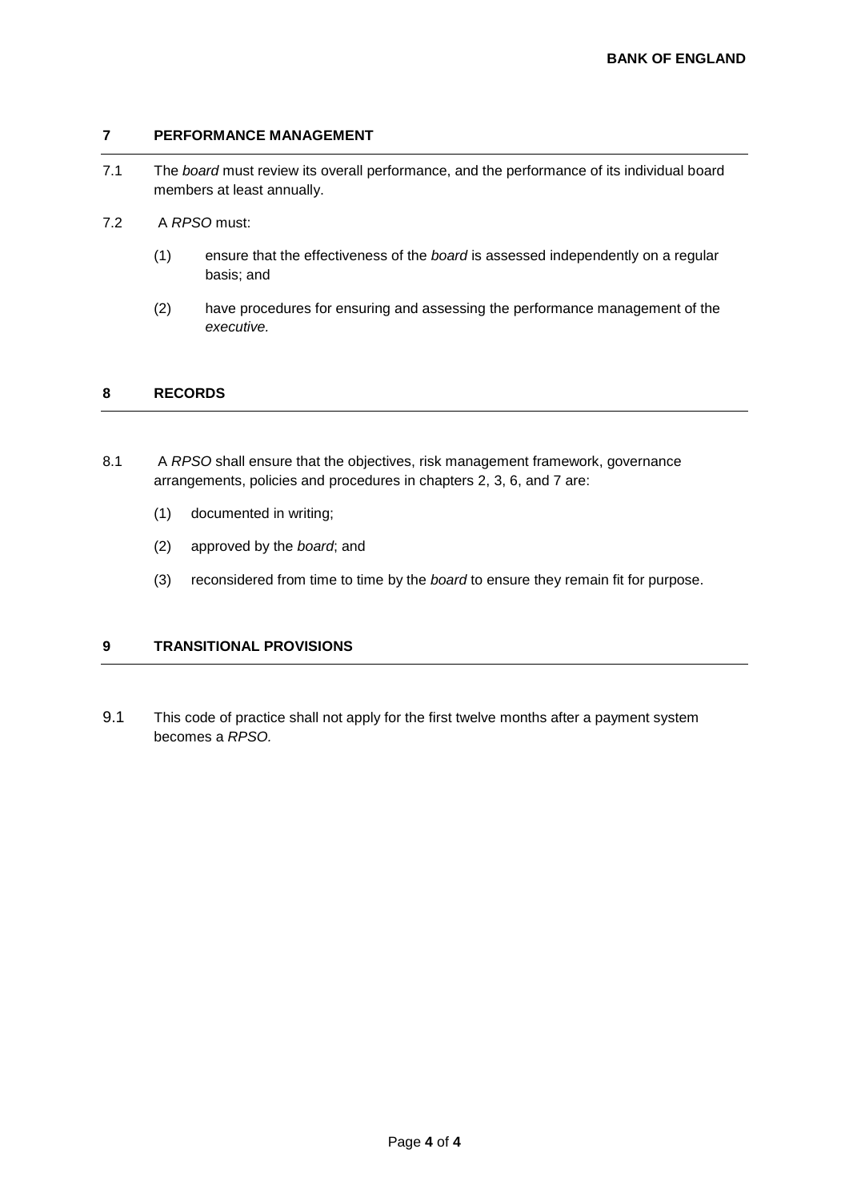## 7 PERFORMANCE MANAGEMENT

7.1 The *board* must review its overall performance, and the performance of its individual board members at least annually.

7.2 A *RPSO* must:

(1) ensure that the effectiveness of the *board* is assessed independently on a regular basis; and

(2) have procedures for ensuring and assessing the performance management of the *executive.*

## 8 RECORDS

8.1 A *RPSO* shall ensure that the objectives, risk management framework, governance arrangements, policies and procedures in chapters 2, 3, 6, and 7 are:

(1) documented in writing;

(2) approved by the *board*; and

(3) reconsidered from time to time by the *board* to ensure they remain fit for purpose.

## 9 TRANSITIONAL PROVISIONS

9.1 This code of practice shall not apply for the first twelve months after a payment system becomes a *RPSO.*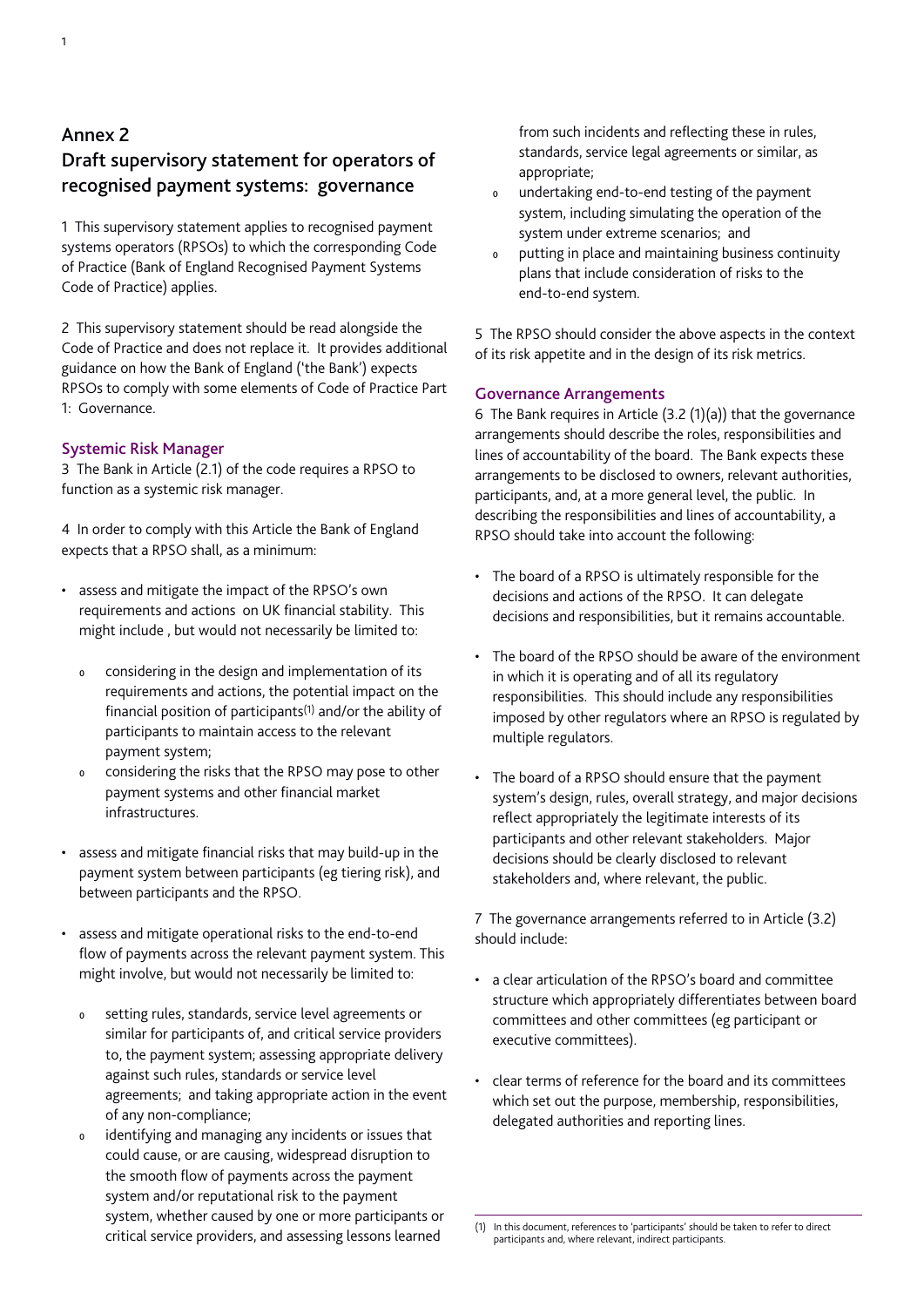## Annex 2

## Draft supervisory statement for operators of recognised payment systems: governance

1 This supervisory statement applies to recognised payment systems operators (RPSOs) to which the corresponding Code of Practice (Bank of England Recognised Payment Systems Code of Practice) applies.

2 This supervisory statement should be read alongside the Code of Practice and does not replace it. It provides additional guidance on how the Bank of England ('the Bank') expects RPSOs to comply with some elements of Code of Practice Part 1: Governance.

### Systemic Risk Manager

3 The Bank in Article (2.1) of the code requires a RPSO to function as a systemic risk manager.

4 In order to comply with this Article the Bank of England expects that a RPSO shall, as a minimum:

- assess and mitigate the impact of the RPSO's own requirements and actions on UK financial stability. This might include , but would not necessarily be limited to:
  - considering in the design and implementation of its requirements and actions, the potential impact on the financial position of participants[1] and/or the ability of participants to maintain access to the relevant payment system;
  - considering the risks that the RPSO may pose to other payment systems and other financial market infrastructures.
- assess and mitigate financial risks that may build-up in the payment system between participants (eg tiering risk), and between participants and the RPSO.
- assess and mitigate operational risks to the end-to-end flow of payments across the relevant payment system. This might involve, but would not necessarily be limited to:
  - setting rules, standards, service level agreements or similar for participants of, and critical service providers to, the payment system; assessing appropriate delivery against such rules, standards or service level agreements; and taking appropriate action in the event of any non-compliance;
  - identifying and managing any incidents or issues that could cause, or are causing, widespread disruption to the smooth flow of payments across the payment system and/or reputational risk to the payment system, whether caused by one or more participants or critical service providers, and assessing lessons learned from such incidents and reflecting these in rules, standards, service legal agreements or similar, as appropriate;
  - undertaking end-to-end testing of the payment system, including simulating the operation of the system under extreme scenarios; and
  - putting in place and maintaining business continuity plans that include consideration of risks to the end-to-end system.

5 The RPSO should consider the above aspects in the context of its risk appetite and in the design of its risk metrics.

### Governance Arrangements

6 The Bank requires in Article (3.2 (1)(a)) that the governance arrangements should describe the roles, responsibilities and lines of accountability of the board. The Bank expects these arrangements to be disclosed to owners, relevant authorities, participants, and, at a more general level, the public. In describing the responsibilities and lines of accountability, a RPSO should take into account the following:

- The board of a RPSO is ultimately responsible for the decisions and actions of the RPSO. It can delegate decisions and responsibilities, but it remains accountable.
- The board of the RPSO should be aware of the environment in which it is operating and of all its regulatory responsibilities. This should include any responsibilities imposed by other regulators where an RPSO is regulated by multiple regulators.
- The board of a RPSO should ensure that the payment system's design, rules, overall strategy, and major decisions reflect appropriately the legitimate interests of its participants and other relevant stakeholders. Major decisions should be clearly disclosed to relevant stakeholders and, where relevant, the public.

7 The governance arrangements referred to in Article (3.2) should include:

- a clear articulation of the RPSO's board and committee structure which appropriately differentiates between board committees and other committees (eg participant or executive committees).
- clear terms of reference for the board and its committees which set out the purpose, membership, responsibilities, delegated authorities and reporting lines.

(1) In this document, references to 'participants' should be taken to refer to direct participants and, where relevant, indirect participants.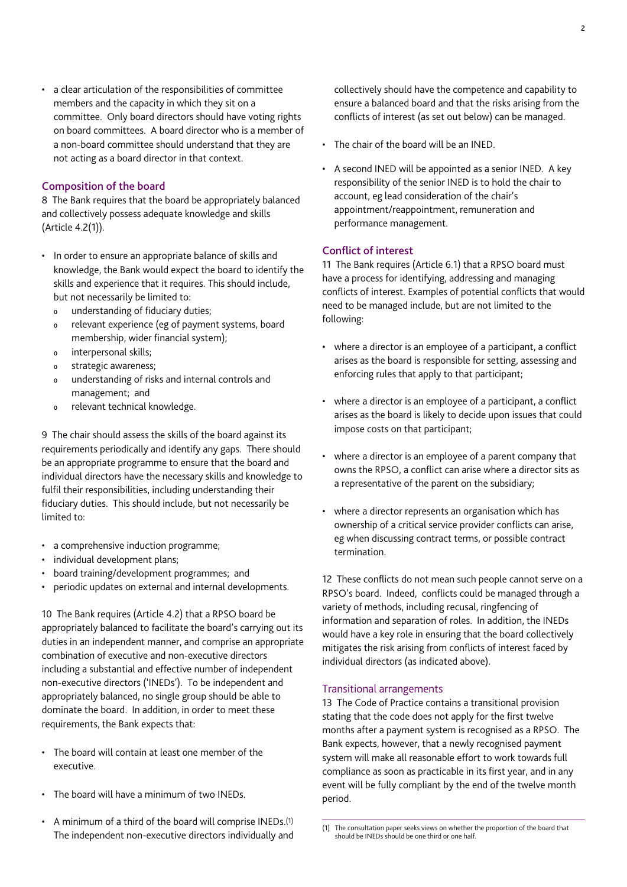- a clear articulation of the responsibilities of committee members and the capacity in which they sit on a committee. Only board directors should have voting rights on board committees. A board director who is a member of a non-board committee should understand that they are not acting as a board director in that context.

## Composition of the board

8 The Bank requires that the board be appropriately balanced and collectively possess adequate knowledge and skills (Article 4.2(1)).

- In order to ensure an appropriate balance of skills and knowledge, the Bank would expect the board to identify the skills and experience that it requires. This should include, but not necessarily be limited to:
  - understanding of fiduciary duties;
  - relevant experience (eg of payment systems, board membership, wider financial system);
  - interpersonal skills;
  - strategic awareness;
  - understanding of risks and internal controls and management; and
  - relevant technical knowledge.

9 The chair should assess the skills of the board against its requirements periodically and identify any gaps. There should be an appropriate programme to ensure that the board and individual directors have the necessary skills and knowledge to fulfil their responsibilities, including understanding their fiduciary duties. This should include, but not necessarily be limited to:

- a comprehensive induction programme;
- individual development plans;
- board training/development programmes; and
- periodic updates on external and internal developments.

10 The Bank requires (Article 4.2) that a RPSO board be appropriately balanced to facilitate the board's carrying out its duties in an independent manner, and comprise an appropriate combination of executive and non-executive directors including a substantial and effective number of independent non-executive directors ('INEDs'). To be independent and appropriately balanced, no single group should be able to dominate the board. In addition, in order to meet these requirements, the Bank expects that:

- The board will contain at least one member of the executive.
- The board will have a minimum of two INEDs.
- A minimum of a third of the board will comprise INEDs.[1] The independent non-executive directors individually and collectively should have the competence and capability to ensure a balanced board and that the risks arising from the conflicts of interest (as set out below) can be managed.
- The chair of the board will be an INED.
- A second INED will be appointed as a senior INED. A key responsibility of the senior INED is to hold the chair to account, eg lead consideration of the chair's appointment/reappointment, remuneration and performance management.

## Conflict of interest

11 The Bank requires (Article 6.1) that a RPSO board must have a process for identifying, addressing and managing conflicts of interest. Examples of potential conflicts that would need to be managed include, but are not limited to the following:

- where a director is an employee of a participant, a conflict arises as the board is responsible for setting, assessing and enforcing rules that apply to that participant;
- where a director is an employee of a participant, a conflict arises as the board is likely to decide upon issues that could impose costs on that participant;
- where a director is an employee of a parent company that owns the RPSO, a conflict can arise where a director sits as a representative of the parent on the subsidiary;
- where a director represents an organisation which has ownership of a critical service provider conflicts can arise, eg when discussing contract terms, or possible contract termination.

12 These conflicts do not mean such people cannot serve on a RPSO's board. Indeed, conflicts could be managed through a variety of methods, including recusal, ringfencing of information and separation of roles. In addition, the INEDs would have a key role in ensuring that the board collectively mitigates the risk arising from conflicts of interest faced by individual directors (as indicated above).

## Transitional arrangements

13 The Code of Practice contains a transitional provision stating that the code does not apply for the first twelve months after a payment system is recognised as a RPSO. The Bank expects, however, that a newly recognised payment system will make all reasonable effort to work towards full compliance as soon as practicable in its first year, and in any event will be fully compliant by the end of the twelve month period.

(1) The consultation paper seeks views on whether the proportion of the board that should be INEDs should be one third or one half.